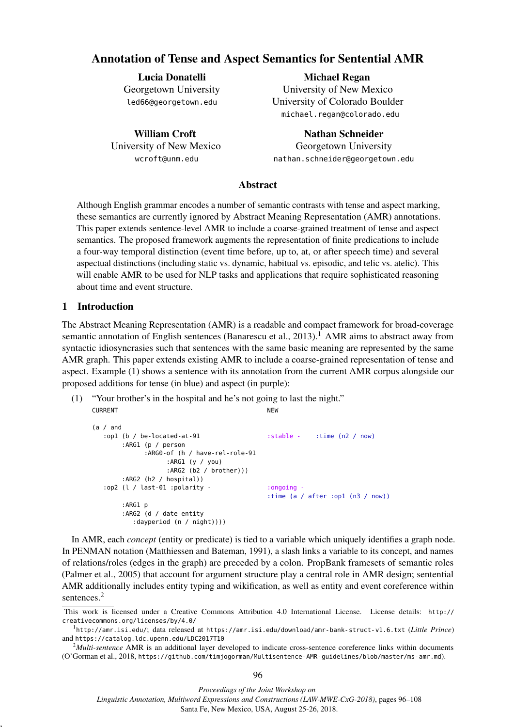# Annotation of Tense and Aspect Semantics for Sentential AMR

**Lucia Donatelli**
Georgetown University
led66@georgetown.edu

**Michael Regan**
University of New Mexico
University of Colorado Boulder
michael.regan@colorado.edu

**William Croft**
University of New Mexico
wcroft@unm.edu

**Nathan Schneider**
Georgetown University
nathan.schneider@georgetown.edu

## Abstract

Although English grammar encodes a number of semantic contrasts with tense and aspect marking, these semantics are currently ignored by Abstract Meaning Representation (AMR) annotations. This paper extends sentence-level AMR to include a coarse-grained treatment of tense and aspect semantics. The proposed framework augments the representation of finite predications to include a four-way temporal distinction (event time before, up to, at, or after speech time) and several aspectual distinctions (including static vs. dynamic, habitual vs. episodic, and telic vs. atelic). This will enable AMR to be used for NLP tasks and applications that require sophisticated reasoning about time and event structure.

## 1 Introduction

The Abstract Meaning Representation (AMR) is a readable and compact framework for broad-coverage semantic annotation of English sentences (Banarescu et al., 2013).[1] AMR aims to abstract away from syntactic idiosyncrasies such that sentences with the same basic meaning are represented by the same AMR graph. This paper extends existing AMR to include a coarse-grained representation of tense and aspect. Example (1) shows a sentence with its annotation from the current AMR corpus alongside our proposed additions for tense (in blue) and aspect (in purple):

(1) "Your brother's in the hospital and he's not going to last the night."

```
CURRENT                                      NEW

(a / and
   :op1 (b / be-located-at-91                :stable -    :time (n2 / now)
        :ARG1 (p / person
              :ARG0-of (h / have-rel-role-91
                    :ARG1 (y / you)
                    :ARG2 (b2 / brother)))
        :ARG2 (h2 / hospital))
   :op2 (l / last-01 :polarity -             :ongoing -
                                             :time (a / after :op1 (n3 / now))
        :ARG1 p
        :ARG2 (d / date-entity
           :dayperiod (n / night))))
```

In AMR, each *concept* (entity or predicate) is tied to a variable which uniquely identifies a graph node. In PENMAN notation (Matthiessen and Bateman, 1991), a slash links a variable to its concept, and names of relations/roles (edges in the graph) are preceded by a colon. PropBank framesets of semantic roles (Palmer et al., 2005) that account for argument structure play a central role in AMR design; sentential AMR additionally includes entity typing and wikification, as well as entity and event coreference within sentences.[2]

---

This work is licensed under a Creative Commons Attribution 4.0 International License. License details: http://creativecommons.org/licenses/by/4.0/

[1] http://amr.isi.edu/; data released at https://amr.isi.edu/download/amr-bank-struct-v1.6.txt (*Little Prince*) and https://catalog.ldc.upenn.edu/LDC2017T10

[2] *Multi-sentence* AMR is an additional layer developed to indicate cross-sentence coreference links within documents (O'Gorman et al., 2018, https://github.com/timjogorman/Multisentence-AMR-guidelines/blob/master/ms-amr.md).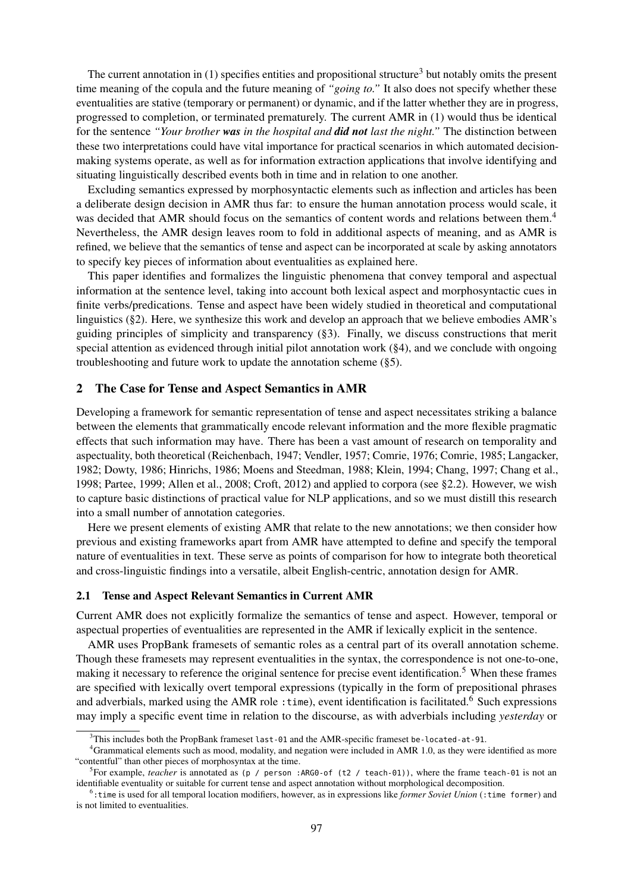The current annotation in (1) specifies entities and propositional structure[3] but notably omits the present time meaning of the copula and the future meaning of *"going to."* It also does not specify whether these eventualities are stative (temporary or permanent) or dynamic, and if the latter whether they are in progress, progressed to completion, or terminated prematurely. The current AMR in (1) would thus be identical for the sentence *"Your brother **was** in the hospital and **did not** last the night."* The distinction between these two interpretations could have vital importance for practical scenarios in which automated decision-making systems operate, as well as for information extraction applications that involve identifying and situating linguistically described events both in time and in relation to one another.

Excluding semantics expressed by morphosyntactic elements such as inflection and articles has been a deliberate design decision in AMR thus far: to ensure the human annotation process would scale, it was decided that AMR should focus on the semantics of content words and relations between them.[4] Nevertheless, the AMR design leaves room to fold in additional aspects of meaning, and as AMR is refined, we believe that the semantics of tense and aspect can be incorporated at scale by asking annotators to specify key pieces of information about eventualities as explained here.

This paper identifies and formalizes the linguistic phenomena that convey temporal and aspectual information at the sentence level, taking into account both lexical aspect and morphosyntactic cues in finite verbs/predications. Tense and aspect have been widely studied in theoretical and computational linguistics (§2). Here, we synthesize this work and develop an approach that we believe embodies AMR's guiding principles of simplicity and transparency (§3). Finally, we discuss constructions that merit special attention as evidenced through initial pilot annotation work (§4), and we conclude with ongoing troubleshooting and future work to update the annotation scheme (§5).

## 2 The Case for Tense and Aspect Semantics in AMR

Developing a framework for semantic representation of tense and aspect necessitates striking a balance between the elements that grammatically encode relevant information and the more flexible pragmatic effects that such information may have. There has been a vast amount of research on temporality and aspectuality, both theoretical (Reichenbach, 1947; Vendler, 1957; Comrie, 1976; Comrie, 1985; Langacker, 1982; Dowty, 1986; Hinrichs, 1986; Moens and Steedman, 1988; Klein, 1994; Chang, 1997; Chang et al., 1998; Partee, 1999; Allen et al., 2008; Croft, 2012) and applied to corpora (see §2.2). However, we wish to capture basic distinctions of practical value for NLP applications, and so we must distill this research into a small number of annotation categories.

Here we present elements of existing AMR that relate to the new annotations; we then consider how previous and existing frameworks apart from AMR have attempted to define and specify the temporal nature of eventualities in text. These serve as points of comparison for how to integrate both theoretical and cross-linguistic findings into a versatile, albeit English-centric, annotation design for AMR.

### 2.1 Tense and Aspect Relevant Semantics in Current AMR

Current AMR does not explicitly formalize the semantics of tense and aspect. However, temporal or aspectual properties of eventualities are represented in the AMR if lexically explicit in the sentence.

AMR uses PropBank framesets of semantic roles as a central part of its overall annotation scheme. Though these framesets may represent eventualities in the syntax, the correspondence is not one-to-one, making it necessary to reference the original sentence for precise event identification.[5] When these frames are specified with lexically overt temporal expressions (typically in the form of prepositional phrases and adverbials, marked using the AMR role `:time`), event identification is facilitated.[6] Such expressions may imply a specific event time in relation to the discourse, as with adverbials including *yesterday* or

---

[3] This includes both the PropBank frameset `last-01` and the AMR-specific frameset `be-located-at-91`.

[4] Grammatical elements such as mood, modality, and negation were included in AMR 1.0, as they were identified as more "contentful" than other pieces of morphosyntax at the time.

[5] For example, *teacher* is annotated as `(p / person :ARG0-of (t2 / teach-01))`, where the frame `teach-01` is not an identifiable eventuality or suitable for current tense and aspect annotation without morphological decomposition.

[6] `:time` is used for all temporal location modifiers, however, as in expressions like *former Soviet Union* (`:time former`) and is not limited to eventualities.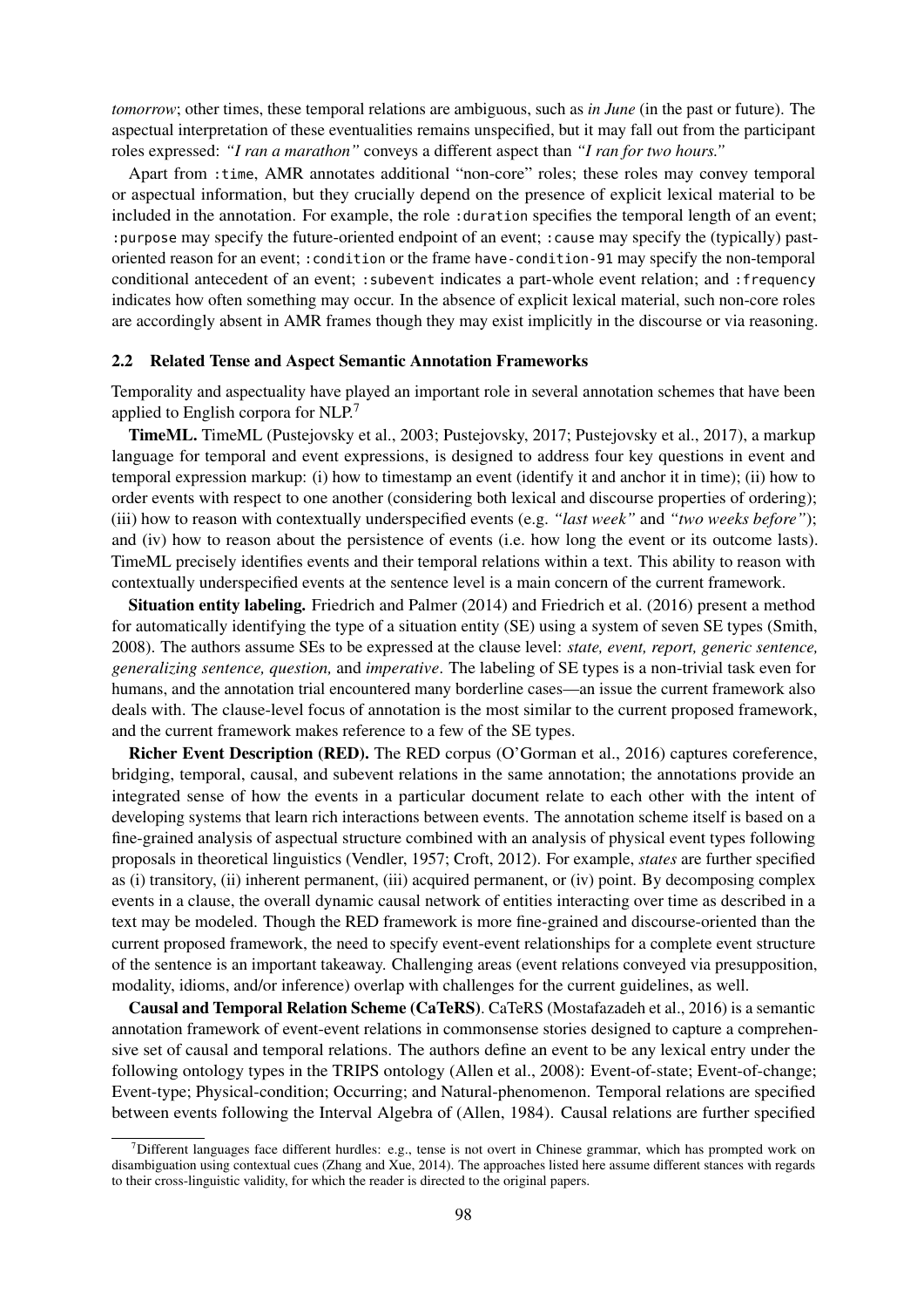*tomorrow*; other times, these temporal relations are ambiguous, such as *in June* (in the past or future). The aspectual interpretation of these eventualities remains unspecified, but it may fall out from the participant roles expressed: *"I ran a marathon"* conveys a different aspect than *"I ran for two hours."*

Apart from `:time`, AMR annotates additional "non-core" roles; these roles may convey temporal or aspectual information, but they crucially depend on the presence of explicit lexical material to be included in the annotation. For example, the role `:duration` specifies the temporal length of an event; `:purpose` may specify the future-oriented endpoint of an event; `:cause` may specify the (typically) past-oriented reason for an event; `:condition` or the frame `have-condition-91` may specify the non-temporal conditional antecedent of an event; `:subevent` indicates a part-whole event relation; and `:frequency` indicates how often something may occur. In the absence of explicit lexical material, such non-core roles are accordingly absent in AMR frames though they may exist implicitly in the discourse or via reasoning.

### 2.2 Related Tense and Aspect Semantic Annotation Frameworks

Temporality and aspectuality have played an important role in several annotation schemes that have been applied to English corpora for NLP.[7]

**TimeML.** TimeML (Pustejovsky et al., 2003; Pustejovsky, 2017; Pustejovsky et al., 2017), a markup language for temporal and event expressions, is designed to address four key questions in event and temporal expression markup: (i) how to timestamp an event (identify it and anchor it in time); (ii) how to order events with respect to one another (considering both lexical and discourse properties of ordering); (iii) how to reason with contextually underspecified events (e.g. *"last week"* and *"two weeks before"*); and (iv) how to reason about the persistence of events (i.e. how long the event or its outcome lasts). TimeML precisely identifies events and their temporal relations within a text. This ability to reason with contextually underspecified events at the sentence level is a main concern of the current framework.

**Situation entity labeling.** Friedrich and Palmer (2014) and Friedrich et al. (2016) present a method for automatically identifying the type of a situation entity (SE) using a system of seven SE types (Smith, 2008). The authors assume SEs to be expressed at the clause level: *state, event, report, generic sentence, generalizing sentence, question,* and *imperative*. The labeling of SE types is a non-trivial task even for humans, and the annotation trial encountered many borderline cases—an issue the current framework also deals with. The clause-level focus of annotation is the most similar to the current proposed framework, and the current framework makes reference to a few of the SE types.

**Richer Event Description (RED).** The RED corpus (O'Gorman et al., 2016) captures coreference, bridging, temporal, causal, and subevent relations in the same annotation; the annotations provide an integrated sense of how the events in a particular document relate to each other with the intent of developing systems that learn rich interactions between events. The annotation scheme itself is based on a fine-grained analysis of aspectual structure combined with an analysis of physical event types following proposals in theoretical linguistics (Vendler, 1957; Croft, 2012). For example, *states* are further specified as (i) transitory, (ii) inherent permanent, (iii) acquired permanent, or (iv) point. By decomposing complex events in a clause, the overall dynamic causal network of entities interacting over time as described in a text may be modeled. Though the RED framework is more fine-grained and discourse-oriented than the current proposed framework, the need to specify event-event relationships for a complete event structure of the sentence is an important takeaway. Challenging areas (event relations conveyed via presupposition, modality, idioms, and/or inference) overlap with challenges for the current guidelines, as well.

**Causal and Temporal Relation Scheme (CaTeRS)**. CaTeRS (Mostafazadeh et al., 2016) is a semantic annotation framework of event-event relations in commonsense stories designed to capture a comprehensive set of causal and temporal relations. The authors define an event to be any lexical entry under the following ontology types in the TRIPS ontology (Allen et al., 2008): Event-of-state; Event-of-change; Event-type; Physical-condition; Occurring; and Natural-phenomenon. Temporal relations are specified between events following the Interval Algebra of (Allen, 1984). Causal relations are further specified

[7] Different languages face different hurdles: e.g., tense is not overt in Chinese grammar, which has prompted work on disambiguation using contextual cues (Zhang and Xue, 2014). The approaches listed here assume different stances with regards to their cross-linguistic validity, for which the reader is directed to the original papers.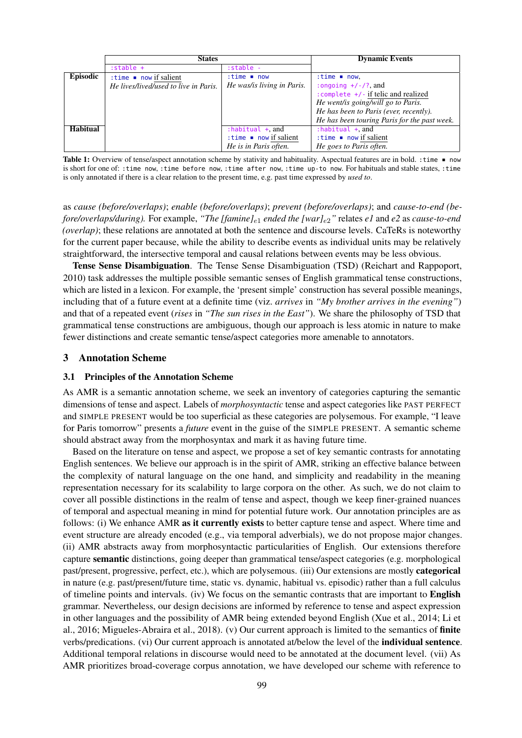| | States | | Dynamic Events |
|---|---|---|---|
| | :stable + | :stable - | |
| **Episodic** | :time ▪ now if salient<br>*He lives/lived/used to live in Paris.* | :time ▪ now<br>*He was/is living in Paris.* | :time ▪ now,<br>:ongoing +/-/?, and<br>:complete +/- if telic and realized<br>*He went/is going/will go to Paris.*<br>*He has been to Paris (ever, recently).*<br>*He has been touring Paris for the past week.* |
| **Habitual** | | :habitual +, and<br>:time ▪ now if salient<br>*He is in Paris often.* | :habitual +, and<br>:time ▪ now if salient<br>*He goes to Paris often.* |

**Table 1:** Overview of tense/aspect annotation scheme by stativity and habituality. Aspectual features are in bold. :time ▪ now is short for one of: :time now, :time before now, :time after now, :time up-to now. For habituals and stable states, :time is only annotated if there is a clear relation to the present time, e.g. past time expressed by *used to*.

as *cause (before/overlaps)*; *enable (before/overlaps)*; *prevent (before/overlaps)*; and *cause-to-end (before/overlaps/during)*. For example, *"The [famine]$_{e1}$ ended the [war]$_{e2}$"* relates *e1* and *e2* as *cause-to-end (overlap)*; these relations are annotated at both the sentence and discourse levels. CaTeRs is noteworthy for the current paper because, while the ability to describe events as individual units may be relatively straightforward, the intersective temporal and causal relations between events may be less obvious.

**Tense Sense Disambiguation**. The Tense Sense Disambiguation (TSD) (Reichart and Rappoport, 2010) task addresses the multiple possible semantic senses of English grammatical tense constructions, which are listed in a lexicon. For example, the 'present simple' construction has several possible meanings, including that of a future event at a definite time (viz. *arrives* in *"My brother arrives in the evening"*) and that of a repeated event (*rises* in *"The sun rises in the East"*). We share the philosophy of TSD that grammatical tense constructions are ambiguous, though our approach is less atomic in nature to make fewer distinctions and create semantic tense/aspect categories more amenable to annotators.

## 3 Annotation Scheme

### 3.1 Principles of the Annotation Scheme

As AMR is a semantic annotation scheme, we seek an inventory of categories capturing the semantic dimensions of tense and aspect. Labels of *morphosyntactic* tense and aspect categories like PAST PERFECT and SIMPLE PRESENT would be too superficial as these categories are polysemous. For example, "I leave for Paris tomorrow" presents a *future* event in the guise of the SIMPLE PRESENT. A semantic scheme should abstract away from the morphosyntax and mark it as having future time.

Based on the literature on tense and aspect, we propose a set of key semantic contrasts for annotating English sentences. We believe our approach is in the spirit of AMR, striking an effective balance between the complexity of natural language on the one hand, and simplicity and readability in the meaning representation necessary for its scalability to large corpora on the other. As such, we do not claim to cover all possible distinctions in the realm of tense and aspect, though we keep finer-grained nuances of temporal and aspectual meaning in mind for potential future work. Our annotation principles are as follows: (i) We enhance AMR **as it currently exists** to better capture tense and aspect. Where time and event structure are already encoded (e.g., via temporal adverbials), we do not propose major changes. (ii) AMR abstracts away from morphosyntactic particularities of English. Our extensions therefore capture **semantic** distinctions, going deeper than grammatical tense/aspect categories (e.g. morphological past/present, progressive, perfect, etc.), which are polysemous. (iii) Our extensions are mostly **categorical** in nature (e.g. past/present/future time, static vs. dynamic, habitual vs. episodic) rather than a full calculus of timeline points and intervals. (iv) We focus on the semantic contrasts that are important to **English** grammar. Nevertheless, our design decisions are informed by reference to tense and aspect expression in other languages and the possibility of AMR being extended beyond English (Xue et al., 2014; Li et al., 2016; Migueles-Abraira et al., 2018). (v) Our current approach is limited to the semantics of **finite** verbs/predications. (vi) Our current approach is annotated at/below the level of the **individual sentence**. Additional temporal relations in discourse would need to be annotated at the document level. (vii) As AMR prioritizes broad-coverage corpus annotation, we have developed our scheme with reference to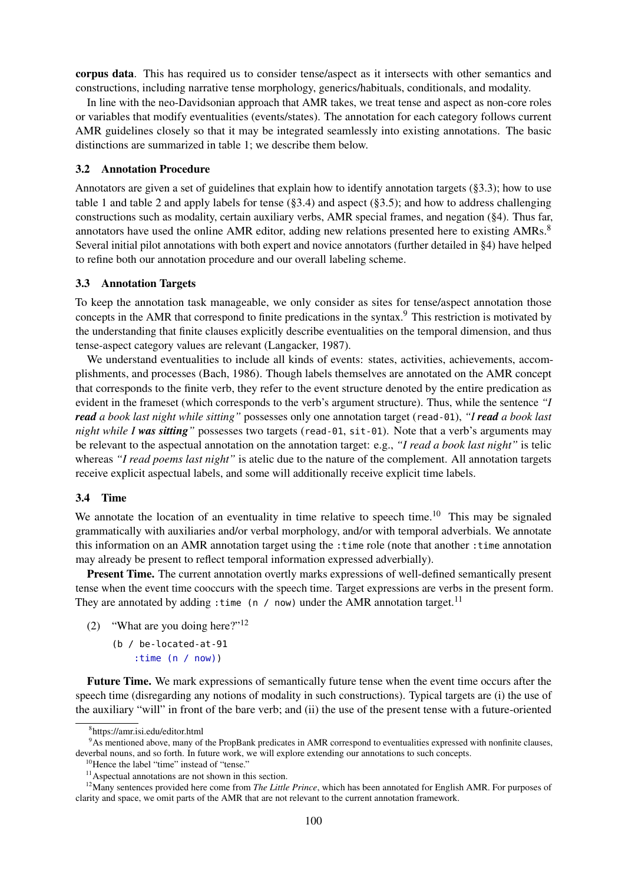**corpus data**. This has required us to consider tense/aspect as it intersects with other semantics and constructions, including narrative tense morphology, generics/habituals, conditionals, and modality.

In line with the neo-Davidsonian approach that AMR takes, we treat tense and aspect as non-core roles or variables that modify eventualities (events/states). The annotation for each category follows current AMR guidelines closely so that it may be integrated seamlessly into existing annotations. The basic distinctions are summarized in table 1; we describe them below.

### 3.2 Annotation Procedure

Annotators are given a set of guidelines that explain how to identify annotation targets (§3.3); how to use table 1 and table 2 and apply labels for tense (§3.4) and aspect (§3.5); and how to address challenging constructions such as modality, certain auxiliary verbs, AMR special frames, and negation (§4). Thus far, annotators have used the online AMR editor, adding new relations presented here to existing AMRs.[8] Several initial pilot annotations with both expert and novice annotators (further detailed in §4) have helped to refine both our annotation procedure and our overall labeling scheme.

### 3.3 Annotation Targets

To keep the annotation task manageable, we only consider as sites for tense/aspect annotation those concepts in the AMR that correspond to finite predications in the syntax.[9] This restriction is motivated by the understanding that finite clauses explicitly describe eventualities on the temporal dimension, and thus tense-aspect category values are relevant (Langacker, 1987).

We understand eventualities to include all kinds of events: states, activities, achievements, accomplishments, and processes (Bach, 1986). Though labels themselves are annotated on the AMR concept that corresponds to the finite verb, they refer to the event structure denoted by the entire predication as evident in the frameset (which corresponds to the verb's argument structure). Thus, while the sentence *"I **read** a book last night while sitting"* possesses only one annotation target (`read-01`), *"I **read** a book last night while I **was sitting**"* possesses two targets (`read-01`, `sit-01`). Note that a verb's arguments may be relevant to the aspectual annotation on the annotation target: e.g., *"I read a book last night"* is telic whereas *"I read poems last night"* is atelic due to the nature of the complement. All annotation targets receive explicit aspectual labels, and some will additionally receive explicit time labels.

### 3.4 Time

We annotate the location of an eventuality in time relative to speech time.[10] This may be signaled grammatically with auxiliaries and/or verbal morphology, and/or with temporal adverbials. We annotate this information on an AMR annotation target using the `:time` role (note that another `:time` annotation may already be present to reflect temporal information expressed adverbially).

**Present Time.** The current annotation overtly marks expressions of well-defined semantically present tense when the event time cooccurs with the speech time. Target expressions are verbs in the present form. They are annotated by adding `:time (n / now)` under the AMR annotation target.[11]

(2) "What are you doing here?"[12]

```
(b / be-located-at-91
    :time (n / now))
```

**Future Time.** We mark expressions of semantically future tense when the event time occurs after the speech time (disregarding any notions of modality in such constructions). Typical targets are (i) the use of the auxiliary "will" in front of the bare verb; and (ii) the use of the present tense with a future-oriented

[8] https://amr.isi.edu/editor.html

[9] As mentioned above, many of the PropBank predicates in AMR correspond to eventualities expressed with nonfinite clauses, deverbal nouns, and so forth. In future work, we will explore extending our annotations to such concepts.

[10] Hence the label "time" instead of "tense."

[11] Aspectual annotations are not shown in this section.

[12] Many sentences provided here come from *The Little Prince*, which has been annotated for English AMR. For purposes of clarity and space, we omit parts of the AMR that are not relevant to the current annotation framework.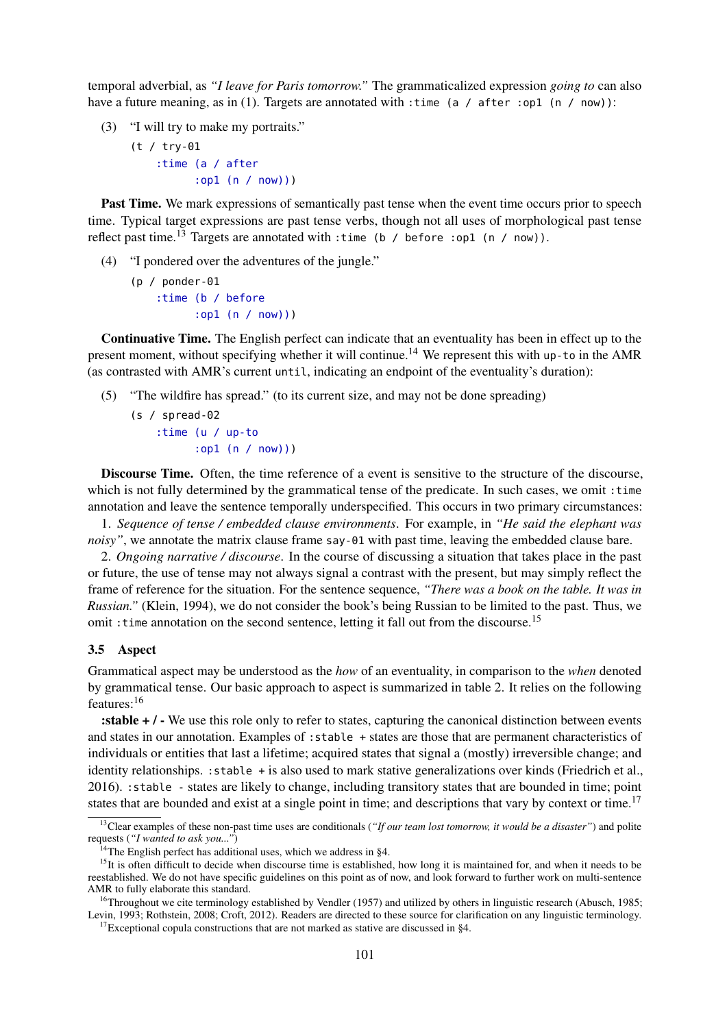temporal adverbial, as *"I leave for Paris tomorrow."* The grammaticalized expression *going to* can also have a future meaning, as in (1). Targets are annotated with `:time (a / after :op1 (n / now))`:

(3) "I will try to make my portraits."

```
(t / try-01
    :time (a / after
          :op1 (n / now)))
```

**Past Time.** We mark expressions of semantically past tense when the event time occurs prior to speech time. Typical target expressions are past tense verbs, though not all uses of morphological past tense reflect past time.[13] Targets are annotated with `:time (b / before :op1 (n / now))`.

(4) "I pondered over the adventures of the jungle."

```
(p / ponder-01
    :time (b / before
          :op1 (n / now)))
```

**Continuative Time.** The English perfect can indicate that an eventuality has been in effect up to the present moment, without specifying whether it will continue.[14] We represent this with `up-to` in the AMR (as contrasted with AMR's current `until`, indicating an endpoint of the eventuality's duration):

(5) "The wildfire has spread." (to its current size, and may not be done spreading)

```
(s / spread-02
    :time (u / up-to
          :op1 (n / now)))
```

**Discourse Time.** Often, the time reference of a event is sensitive to the structure of the discourse, which is not fully determined by the grammatical tense of the predicate. In such cases, we omit `:time` annotation and leave the sentence temporally underspecified. This occurs in two primary circumstances:

1. *Sequence of tense / embedded clause environments*. For example, in *"He said the elephant was noisy"*, we annotate the matrix clause frame `say-01` with past time, leaving the embedded clause bare.

2. *Ongoing narrative / discourse*. In the course of discussing a situation that takes place in the past or future, the use of tense may not always signal a contrast with the present, but may simply reflect the frame of reference for the situation. For the sentence sequence, *"There was a book on the table. It was in Russian."* (Klein, 1994), we do not consider the book's being Russian to be limited to the past. Thus, we omit `:time` annotation on the second sentence, letting it fall out from the discourse.[15]

### 3.5 Aspect

Grammatical aspect may be understood as the *how* of an eventuality, in comparison to the *when* denoted by grammatical tense. Our basic approach to aspect is summarized in table 2. It relies on the following features:[16]

**:stable + / -** We use this role only to refer to states, capturing the canonical distinction between events and states in our annotation. Examples of `:stable +` states are those that are permanent characteristics of individuals or entities that last a lifetime; acquired states that signal a (mostly) irreversible change; and identity relationships. `:stable +` is also used to mark stative generalizations over kinds (Friedrich et al., 2016). `:stable -` states are likely to change, including transitory states that are bounded in time; point states that are bounded and exist at a single point in time; and descriptions that vary by context or time.[17]

---

[13] Clear examples of these non-past time uses are conditionals (*"If our team lost tomorrow, it would be a disaster"*) and polite requests (*"I wanted to ask you..."*)

[14] The English perfect has additional uses, which we address in §4.

[15] It is often difficult to decide when discourse time is established, how long it is maintained for, and when it needs to be reestablished. We do not have specific guidelines on this point as of now, and look forward to further work on multi-sentence AMR to fully elaborate this standard.

[16] Throughout we cite terminology established by Vendler (1957) and utilized by others in linguistic research (Abusch, 1985; Levin, 1993; Rothstein, 2008; Croft, 2012). Readers are directed to these source for clarification on any linguistic terminology.

[17] Exceptional copula constructions that are not marked as stative are discussed in §4.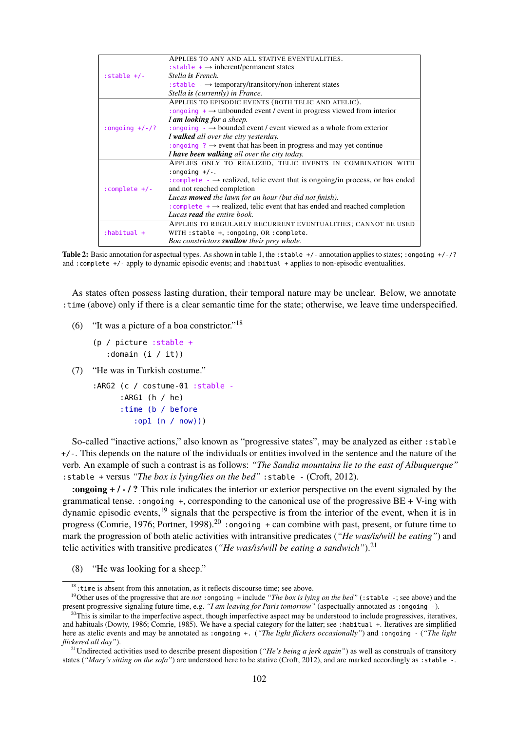| | |
|---|---|
| `:stable +/-` | APPLIES TO ANY AND ALL STATIVE EVENTUALITIES.<br>`:stable +` → inherent/permanent states<br>*Stella **is** French.*<br>`:stable -` → temporary/transitory/non-inherent states<br>*Stella **is** (currently) in France.* |
| `:ongoing +/-/?` | APPLIES TO EPISODIC EVENTS (BOTH TELIC AND ATELIC).<br>`:ongoing +` → unbounded event / event in progress viewed from interior<br>*I **am looking for** a sheep.*<br>`:ongoing -` → bounded event / event viewed as a whole from exterior<br>*I **walked** all over the city yesterday.*<br>`:ongoing ?` → event that has been in progress and may yet continue<br>*I **have been walking** all over the city today.* |
| `:complete +/-` | APPLIES ONLY TO REALIZED, TELIC EVENTS IN COMBINATION WITH `:ongoing +/-`.<br>`:complete -` → realized, telic event that is ongoing/in process, or has ended and not reached completion<br>*Lucas **mowed** the lawn for an hour (but did not finish).*<br>`:complete +` → realized, telic event that has ended and reached completion<br>*Lucas **read** the entire book.* |
| `:habitual +` | APPLIES TO REGULARLY RECURRENT EVENTUALITIES; CANNOT BE USED WITH `:stable +`, `:ongoing`, OR `:complete`.<br>*Boa constrictors **swallow** their prey whole.* |

**Table 2:** Basic annotation for aspectual types. As shown in table 1, the `:stable +/-` annotation applies to states; `:ongoing +/-/?` and `:complete +/-` apply to dynamic episodic events; and `:habitual +` applies to non-episodic eventualities.

As states often possess lasting duration, their temporal nature may be unclear. Below, we annotate `:time` (above) only if there is a clear semantic time for the state; otherwise, we leave time underspecified.

(6) "It was a picture of a boa constrictor."[18]

```
(p / picture :stable +
   :domain (i / it))
```

(7) "He was in Turkish costume."

```
:ARG2 (c / costume-01 :stable -
      :ARG1 (h / he)
      :time (b / before
         :op1 (n / now)))
```

So-called "inactive actions," also known as "progressive states", may be analyzed as either `:stable +/-`. This depends on the nature of the individuals or entities involved in the sentence and the nature of the verb. An example of such a contrast is as follows: *"The Sandia mountains lie to the east of Albuquerque"* `:stable +` versus *"The box is lying/lies on the bed"* `:stable -` (Croft, 2012).

**:ongoing + / - / ?** This role indicates the interior or exterior perspective on the event signaled by the grammatical tense. `:ongoing +`, corresponding to the canonical use of the progressive BE + V-ing with dynamic episodic events,[19] signals that the perspective is from the interior of the event, when it is in progress (Comrie, 1976; Portner, 1998).[20] `:ongoing +` can combine with past, present, or future time to mark the progression of both atelic activities with intransitive predicates (*"He was/is/will be eating"*) and telic activities with transitive predicates (*"He was/is/will be eating a sandwich"*).[21]

(8) "He was looking for a sheep."

[18] `:time` is absent from this annotation, as it reflects discourse time; see above.

[19] Other uses of the progressive that are *not* `:ongoing +` include *"The box is lying on the bed"* (`:stable -`; see above) and the present progressive signaling future time, e.g. *"I am leaving for Paris tomorrow"* (aspectually annotated as `:ongoing -`).

[20] This is similar to the imperfective aspect, though imperfective aspect may be understood to include progressives, iteratives, and habituals (Dowty, 1986; Comrie, 1985). We have a special category for the latter; see `:habitual +`. Iteratives are simplified here as atelic events and may be annotated as `:ongoing +`. (*"The light flickers occasionally"*) and `:ongoing -` (*"The light flickered all day"*).

[21] Undirected activities used to describe present disposition (*"He's being a jerk again"*) as well as construals of transitory states (*"Mary's sitting on the sofa"*) are understood here to be stative (Croft, 2012), and are marked accordingly as `:stable -`.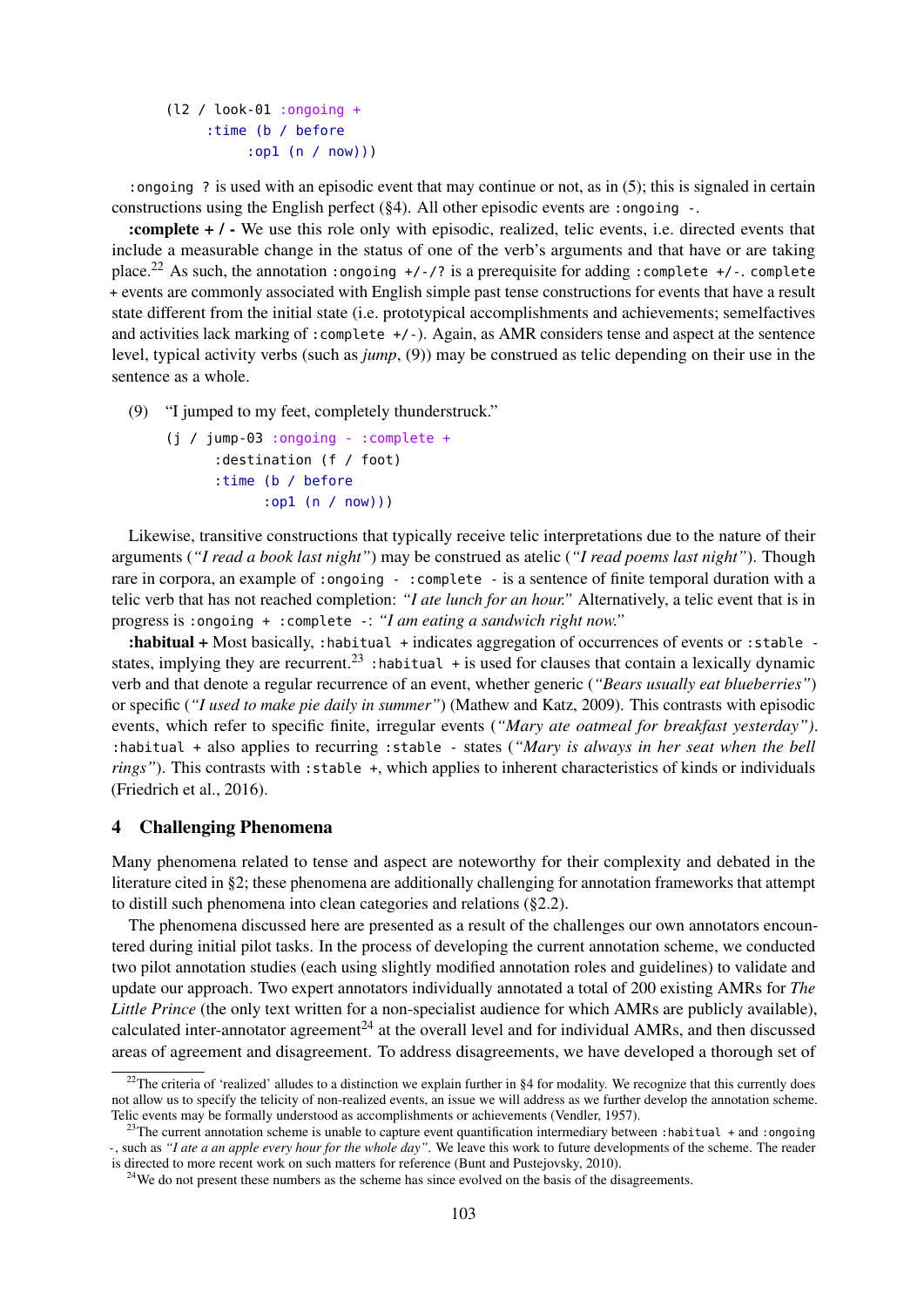```
(l2 / look-01 :ongoing +
      :time (b / before
            :op1 (n / now)))
```

`:ongoing ?` is used with an episodic event that may continue or not, as in (5); this is signaled in certain constructions using the English perfect (§4). All other episodic events are `:ongoing -`.

**:complete + / -** We use this role only with episodic, realized, telic events, i.e. directed events that include a measurable change in the status of one of the verb's arguments and that have or are taking place.[22] As such, the annotation `:ongoing +/-/?` is a prerequisite for adding `:complete +/-`. `complete +` events are commonly associated with English simple past tense constructions for events that have a result state different from the initial state (i.e. prototypical accomplishments and achievements; semelfactives and activities lack marking of `:complete +/-`). Again, as AMR considers tense and aspect at the sentence level, typical activity verbs (such as *jump*, (9)) may be construed as telic depending on their use in the sentence as a whole.

(9) "I jumped to my feet, completely thunderstruck."

```
(j / jump-03 :ongoing - :complete +
      :destination (f / foot)
      :time (b / before
            :op1 (n / now)))
```

Likewise, transitive constructions that typically receive telic interpretations due to the nature of their arguments (*"I read a book last night"*) may be construed as atelic (*"I read poems last night"*). Though rare in corpora, an example of `:ongoing - :complete -` is a sentence of finite temporal duration with a telic verb that has not reached completion: *"I ate lunch for an hour."* Alternatively, a telic event that is in progress is `:ongoing + :complete -`: *"I am eating a sandwich right now."*

**:habitual +** Most basically, `:habitual +` indicates aggregation of occurrences of events or `:stable -` states, implying they are recurrent.[23] `:habitual +` is used for clauses that contain a lexically dynamic verb and that denote a regular recurrence of an event, whether generic (*"Bears usually eat blueberries"*) or specific (*"I used to make pie daily in summer"*) (Mathew and Katz, 2009). This contrasts with episodic events, which refer to specific finite, irregular events (*"Mary ate oatmeal for breakfast yesterday"*). `:habitual +` also applies to recurring `:stable -` states (*"Mary is always in her seat when the bell rings"*). This contrasts with `:stable +`, which applies to inherent characteristics of kinds or individuals (Friedrich et al., 2016).

## 4 Challenging Phenomena

Many phenomena related to tense and aspect are noteworthy for their complexity and debated in the literature cited in §2; these phenomena are additionally challenging for annotation frameworks that attempt to distill such phenomena into clean categories and relations (§2.2).

The phenomena discussed here are presented as a result of the challenges our own annotators encountered during initial pilot tasks. In the process of developing the current annotation scheme, we conducted two pilot annotation studies (each using slightly modified annotation roles and guidelines) to validate and update our approach. Two expert annotators individually annotated a total of 200 existing AMRs for *The Little Prince* (the only text written for a non-specialist audience for which AMRs are publicly available), calculated inter-annotator agreement[24] at the overall level and for individual AMRs, and then discussed areas of agreement and disagreement. To address disagreements, we have developed a thorough set of

[22] The criteria of 'realized' alludes to a distinction we explain further in §4 for modality. We recognize that this currently does not allow us to specify the telicity of non-realized events, an issue we will address as we further develop the annotation scheme. Telic events may be formally understood as accomplishments or achievements (Vendler, 1957).

[23] The current annotation scheme is unable to capture event quantification intermediary between `:habitual +` and `:ongoing -`, such as *"I ate a an apple every hour for the whole day"*. We leave this work to future developments of the scheme. The reader is directed to more recent work on such matters for reference (Bunt and Pustejovsky, 2010).

[24] We do not present these numbers as the scheme has since evolved on the basis of the disagreements.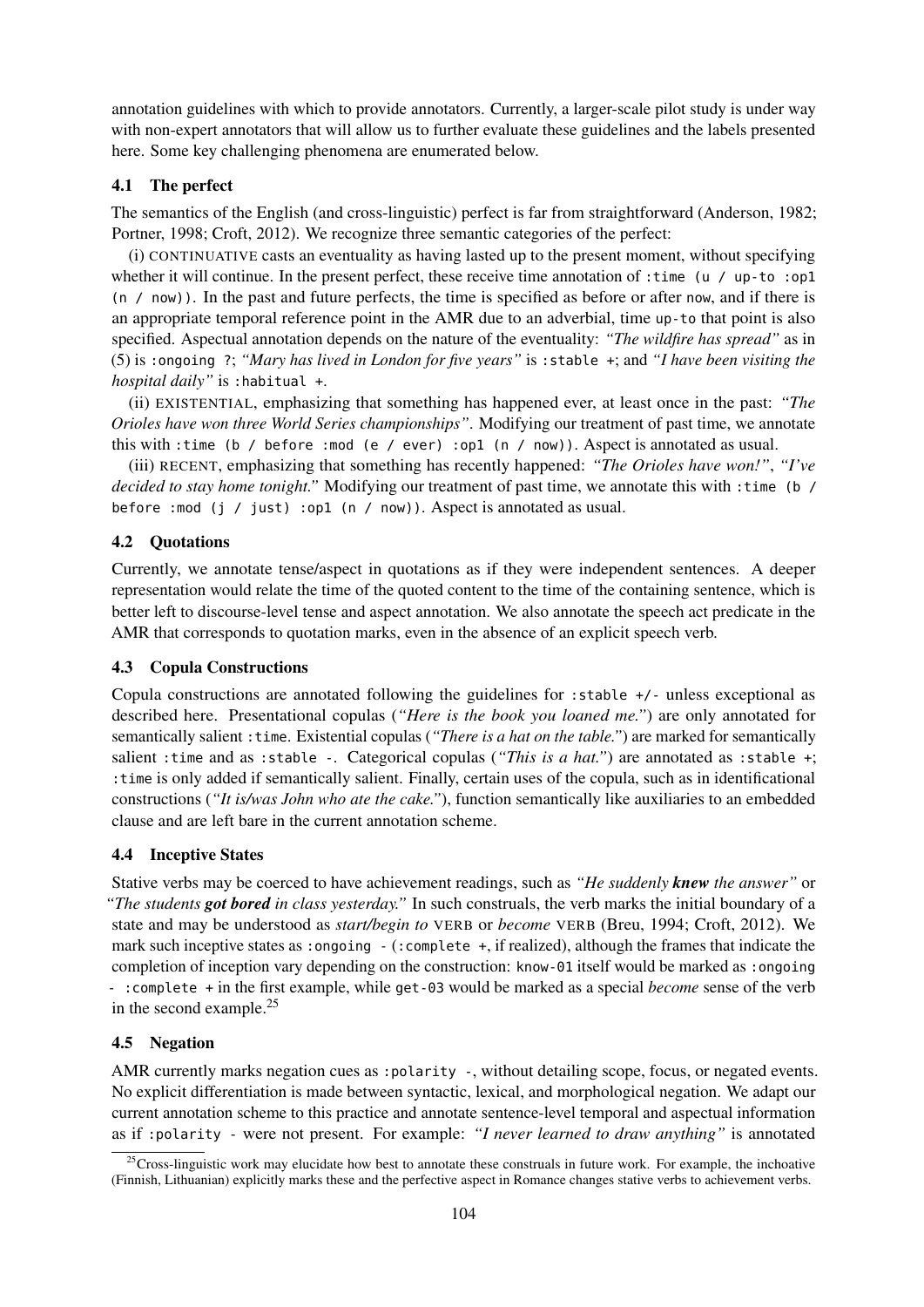annotation guidelines with which to provide annotators. Currently, a larger-scale pilot study is under way with non-expert annotators that will allow us to further evaluate these guidelines and the labels presented here. Some key challenging phenomena are enumerated below.

### 4.1 The perfect

The semantics of the English (and cross-linguistic) perfect is far from straightforward (Anderson, 1982; Portner, 1998; Croft, 2012). We recognize three semantic categories of the perfect:

(i) CONTINUATIVE casts an eventuality as having lasted up to the present moment, without specifying whether it will continue. In the present perfect, these receive time annotation of `:time (u / up-to :op1 (n / now))`. In the past and future perfects, the time is specified as before or after `now`, and if there is an appropriate temporal reference point in the AMR due to an adverbial, time `up-to` that point is also specified. Aspectual annotation depends on the nature of the eventuality: *"The wildfire has spread"* as in (5) is `:ongoing ?`; *"Mary has lived in London for five years"* is `:stable +`; and *"I have been visiting the hospital daily"* is `:habitual +`.

(ii) EXISTENTIAL, emphasizing that something has happened ever, at least once in the past: *"The Orioles have won three World Series championships"*. Modifying our treatment of past time, we annotate this with `:time (b / before :mod (e / ever) :op1 (n / now))`. Aspect is annotated as usual.

(iii) RECENT, emphasizing that something has recently happened: *"The Orioles have won!"*, *"I've decided to stay home tonight."* Modifying our treatment of past time, we annotate this with `:time (b / before :mod (j / just) :op1 (n / now))`. Aspect is annotated as usual.

### 4.2 Quotations

Currently, we annotate tense/aspect in quotations as if they were independent sentences. A deeper representation would relate the time of the quoted content to the time of the containing sentence, which is better left to discourse-level tense and aspect annotation. We also annotate the speech act predicate in the AMR that corresponds to quotation marks, even in the absence of an explicit speech verb.

### 4.3 Copula Constructions

Copula constructions are annotated following the guidelines for `:stable +/-` unless exceptional as described here. Presentational copulas (*"Here is the book you loaned me."*) are only annotated for semantically salient `:time`. Existential copulas (*"There is a hat on the table."*) are marked for semantically salient `:time` and as `:stable -`. Categorical copulas (*"This is a hat."*) are annotated as `:stable +`; `:time` is only added if semantically salient. Finally, certain uses of the copula, such as in identificational constructions (*"It is/was John who ate the cake."*), function semantically like auxiliaries to an embedded clause and are left bare in the current annotation scheme.

### 4.4 Inceptive States

Stative verbs may be coerced to have achievement readings, such as *"He suddenly **knew** the answer"* or *"The students **got bored** in class yesterday."* In such construals, the verb marks the initial boundary of a state and may be understood as *start/begin to* VERB or *become* VERB (Breu, 1994; Croft, 2012). We mark such inceptive states as `:ongoing -` (`:complete +`, if realized), although the frames that indicate the completion of inception vary depending on the construction: `know-01` itself would be marked as `:ongoing - :complete +` in the first example, while `get-03` would be marked as a special *become* sense of the verb in the second example.[25]

### 4.5 Negation

AMR currently marks negation cues as `:polarity -`, without detailing scope, focus, or negated events. No explicit differentiation is made between syntactic, lexical, and morphological negation. We adapt our current annotation scheme to this practice and annotate sentence-level temporal and aspectual information as if `:polarity -` were not present. For example: *"I never learned to draw anything"* is annotated

[25] Cross-linguistic work may elucidate how best to annotate these construals in future work. For example, the inchoative (Finnish, Lithuanian) explicitly marks these and the perfective aspect in Romance changes stative verbs to achievement verbs.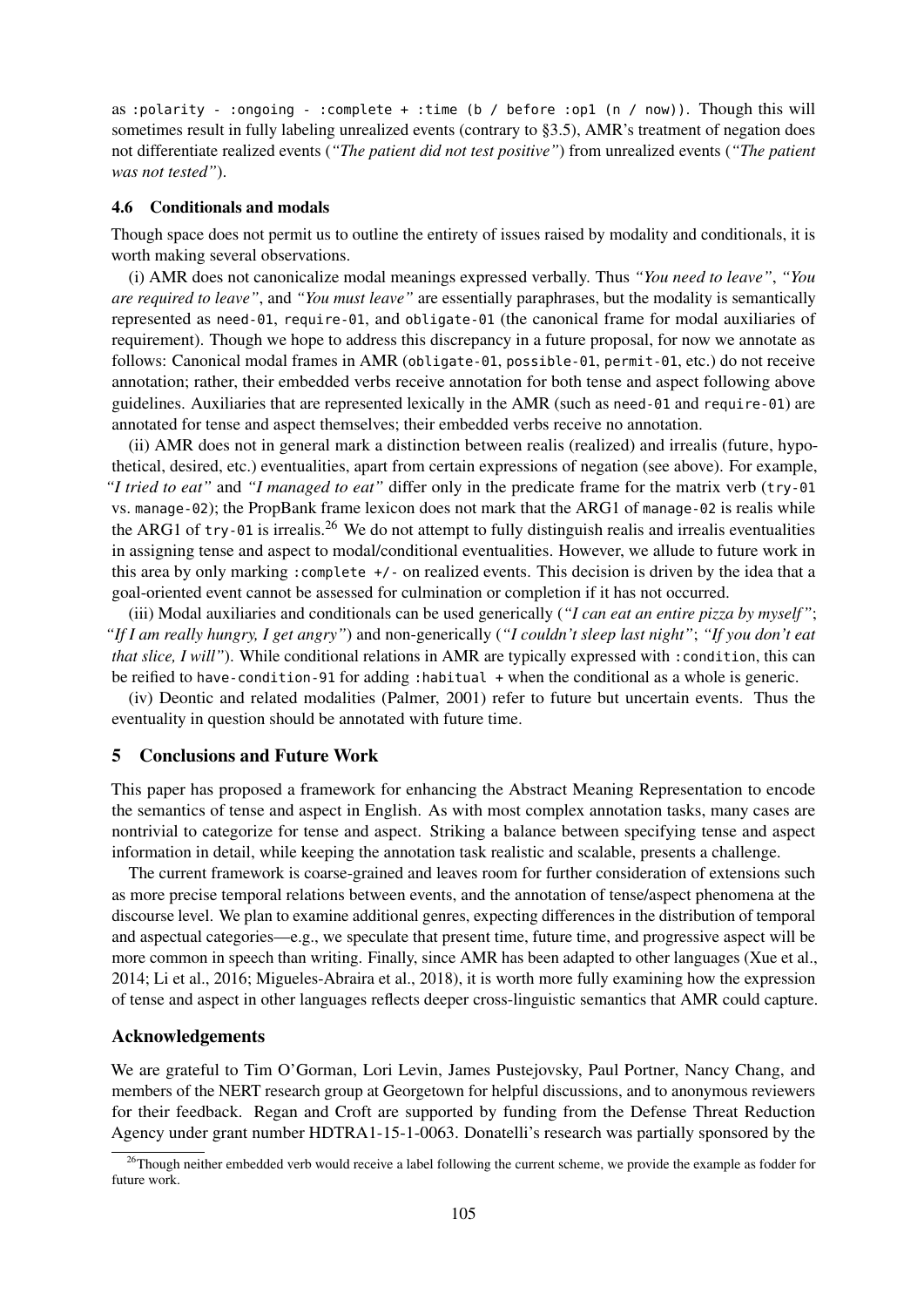as `:polarity - :ongoing - :complete + :time (b / before :op1 (n / now))`. Though this will sometimes result in fully labeling unrealized events (contrary to §3.5), AMR's treatment of negation does not differentiate realized events (*"The patient did not test positive"*) from unrealized events (*"The patient was not tested"*).

### 4.6 Conditionals and modals

Though space does not permit us to outline the entirety of issues raised by modality and conditionals, it is worth making several observations.

(i) AMR does not canonicalize modal meanings expressed verbally. Thus *"You need to leave"*, *"You are required to leave"*, and *"You must leave"* are essentially paraphrases, but the modality is semantically represented as `need-01`, `require-01`, and `obligate-01` (the canonical frame for modal auxiliaries of requirement). Though we hope to address this discrepancy in a future proposal, for now we annotate as follows: Canonical modal frames in AMR (`obligate-01`, `possible-01`, `permit-01`, etc.) do not receive annotation; rather, their embedded verbs receive annotation for both tense and aspect following above guidelines. Auxiliaries that are represented lexically in the AMR (such as `need-01` and `require-01`) are annotated for tense and aspect themselves; their embedded verbs receive no annotation.

(ii) AMR does not in general mark a distinction between realis (realized) and irrealis (future, hypothetical, desired, etc.) eventualities, apart from certain expressions of negation (see above). For example, *"I tried to eat"* and *"I managed to eat"* differ only in the predicate frame for the matrix verb (`try-01` vs. `manage-02`); the PropBank frame lexicon does not mark that the ARG1 of `manage-02` is realis while the ARG1 of `try-01` is irrealis.[26] We do not attempt to fully distinguish realis and irrealis eventualities in assigning tense and aspect to modal/conditional eventualities. However, we allude to future work in this area by only marking `:complete +/-` on realized events. This decision is driven by the idea that a goal-oriented event cannot be assessed for culmination or completion if it has not occurred.

(iii) Modal auxiliaries and conditionals can be used generically (*"I can eat an entire pizza by myself"*; *"If I am really hungry, I get angry"*) and non-generically (*"I couldn't sleep last night"*; *"If you don't eat that slice, I will"*). While conditional relations in AMR are typically expressed with `:condition`, this can be reified to `have-condition-91` for adding `:habitual +` when the conditional as a whole is generic.

(iv) Deontic and related modalities (Palmer, 2001) refer to future but uncertain events. Thus the eventuality in question should be annotated with future time.

## 5 Conclusions and Future Work

This paper has proposed a framework for enhancing the Abstract Meaning Representation to encode the semantics of tense and aspect in English. As with most complex annotation tasks, many cases are nontrivial to categorize for tense and aspect. Striking a balance between specifying tense and aspect information in detail, while keeping the annotation task realistic and scalable, presents a challenge.

The current framework is coarse-grained and leaves room for further consideration of extensions such as more precise temporal relations between events, and the annotation of tense/aspect phenomena at the discourse level. We plan to examine additional genres, expecting differences in the distribution of temporal and aspectual categories—e.g., we speculate that present time, future time, and progressive aspect will be more common in speech than writing. Finally, since AMR has been adapted to other languages (Xue et al., 2014; Li et al., 2016; Migueles-Abraira et al., 2018), it is worth more fully examining how the expression of tense and aspect in other languages reflects deeper cross-linguistic semantics that AMR could capture.

## Acknowledgements

We are grateful to Tim O'Gorman, Lori Levin, James Pustejovsky, Paul Portner, Nancy Chang, and members of the NERT research group at Georgetown for helpful discussions, and to anonymous reviewers for their feedback. Regan and Croft are supported by funding from the Defense Threat Reduction Agency under grant number HDTRA1-15-1-0063. Donatelli's research was partially sponsored by the

[26] Though neither embedded verb would receive a label following the current scheme, we provide the example as fodder for future work.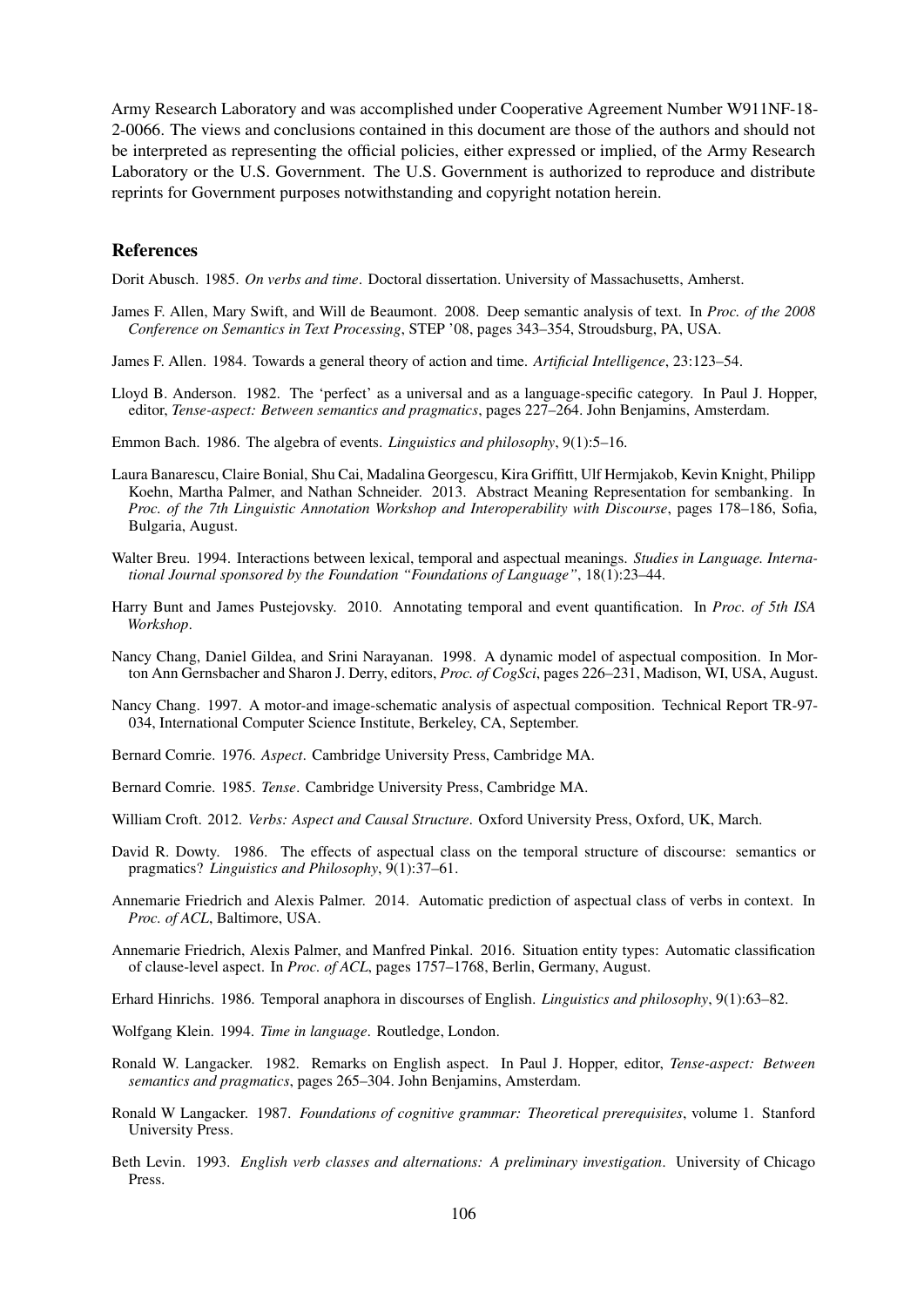Army Research Laboratory and was accomplished under Cooperative Agreement Number W911NF-18-2-0066. The views and conclusions contained in this document are those of the authors and should not be interpreted as representing the official policies, either expressed or implied, of the Army Research Laboratory or the U.S. Government. The U.S. Government is authorized to reproduce and distribute reprints for Government purposes notwithstanding and copyright notation herein.

## References

Dorit Abusch. 1985. *On verbs and time*. Doctoral dissertation. University of Massachusetts, Amherst.

James F. Allen, Mary Swift, and Will de Beaumont. 2008. Deep semantic analysis of text. In *Proc. of the 2008 Conference on Semantics in Text Processing*, STEP '08, pages 343–354, Stroudsburg, PA, USA.

James F. Allen. 1984. Towards a general theory of action and time. *Artificial Intelligence*, 23:123–54.

Lloyd B. Anderson. 1982. The 'perfect' as a universal and as a language-specific category. In Paul J. Hopper, editor, *Tense-aspect: Between semantics and pragmatics*, pages 227–264. John Benjamins, Amsterdam.

Emmon Bach. 1986. The algebra of events. *Linguistics and philosophy*, 9(1):5–16.

Laura Banarescu, Claire Bonial, Shu Cai, Madalina Georgescu, Kira Griffitt, Ulf Hermjakob, Kevin Knight, Philipp Koehn, Martha Palmer, and Nathan Schneider. 2013. Abstract Meaning Representation for sembanking. In *Proc. of the 7th Linguistic Annotation Workshop and Interoperability with Discourse*, pages 178–186, Sofia, Bulgaria, August.

Walter Breu. 1994. Interactions between lexical, temporal and aspectual meanings. *Studies in Language. International Journal sponsored by the Foundation "Foundations of Language"*, 18(1):23–44.

Harry Bunt and James Pustejovsky. 2010. Annotating temporal and event quantification. In *Proc. of 5th ISA Workshop*.

Nancy Chang, Daniel Gildea, and Srini Narayanan. 1998. A dynamic model of aspectual composition. In Morton Ann Gernsbacher and Sharon J. Derry, editors, *Proc. of CogSci*, pages 226–231, Madison, WI, USA, August.

Nancy Chang. 1997. A motor-and image-schematic analysis of aspectual composition. Technical Report TR-97-034, International Computer Science Institute, Berkeley, CA, September.

Bernard Comrie. 1976. *Aspect*. Cambridge University Press, Cambridge MA.

Bernard Comrie. 1985. *Tense*. Cambridge University Press, Cambridge MA.

William Croft. 2012. *Verbs: Aspect and Causal Structure*. Oxford University Press, Oxford, UK, March.

David R. Dowty. 1986. The effects of aspectual class on the temporal structure of discourse: semantics or pragmatics? *Linguistics and Philosophy*, 9(1):37–61.

Annemarie Friedrich and Alexis Palmer. 2014. Automatic prediction of aspectual class of verbs in context. In *Proc. of ACL*, Baltimore, USA.

Annemarie Friedrich, Alexis Palmer, and Manfred Pinkal. 2016. Situation entity types: Automatic classification of clause-level aspect. In *Proc. of ACL*, pages 1757–1768, Berlin, Germany, August.

Erhard Hinrichs. 1986. Temporal anaphora in discourses of English. *Linguistics and philosophy*, 9(1):63–82.

Wolfgang Klein. 1994. *Time in language*. Routledge, London.

Ronald W. Langacker. 1982. Remarks on English aspect. In Paul J. Hopper, editor, *Tense-aspect: Between semantics and pragmatics*, pages 265–304. John Benjamins, Amsterdam.

Ronald W Langacker. 1987. *Foundations of cognitive grammar: Theoretical prerequisites*, volume 1. Stanford University Press.

Beth Levin. 1993. *English verb classes and alternations: A preliminary investigation*. University of Chicago Press.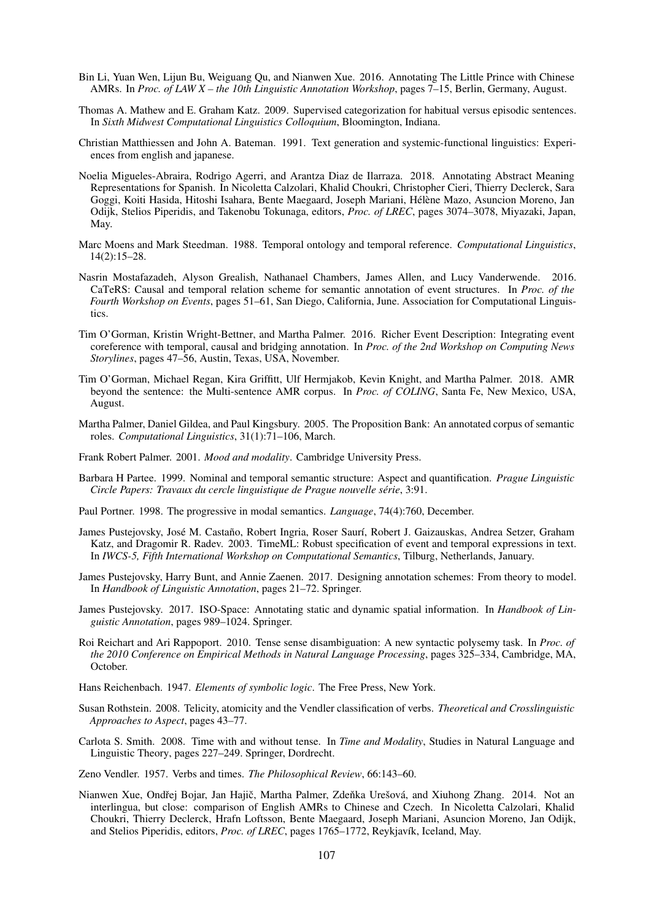Bin Li, Yuan Wen, Lijun Bu, Weiguang Qu, and Nianwen Xue. 2016. Annotating The Little Prince with Chinese AMRs. In *Proc. of LAW X – the 10th Linguistic Annotation Workshop*, pages 7–15, Berlin, Germany, August.

Thomas A. Mathew and E. Graham Katz. 2009. Supervised categorization for habitual versus episodic sentences. In *Sixth Midwest Computational Linguistics Colloquium*, Bloomington, Indiana.

Christian Matthiessen and John A. Bateman. 1991. Text generation and systemic-functional linguistics: Experiences from english and japanese.

Noelia Migueles-Abraira, Rodrigo Agerri, and Arantza Diaz de Ilarraza. 2018. Annotating Abstract Meaning Representations for Spanish. In Nicoletta Calzolari, Khalid Choukri, Christopher Cieri, Thierry Declerck, Sara Goggi, Koiti Hasida, Hitoshi Isahara, Bente Maegaard, Joseph Mariani, Hélène Mazo, Asuncion Moreno, Jan Odijk, Stelios Piperidis, and Takenobu Tokunaga, editors, *Proc. of LREC*, pages 3074–3078, Miyazaki, Japan, May.

Marc Moens and Mark Steedman. 1988. Temporal ontology and temporal reference. *Computational Linguistics*, 14(2):15–28.

Nasrin Mostafazadeh, Alyson Grealish, Nathanael Chambers, James Allen, and Lucy Vanderwende. 2016. CaTeRS: Causal and temporal relation scheme for semantic annotation of event structures. In *Proc. of the Fourth Workshop on Events*, pages 51–61, San Diego, California, June. Association for Computational Linguistics.

Tim O'Gorman, Kristin Wright-Bettner, and Martha Palmer. 2016. Richer Event Description: Integrating event coreference with temporal, causal and bridging annotation. In *Proc. of the 2nd Workshop on Computing News Storylines*, pages 47–56, Austin, Texas, USA, November.

Tim O'Gorman, Michael Regan, Kira Griffitt, Ulf Hermjakob, Kevin Knight, and Martha Palmer. 2018. AMR beyond the sentence: the Multi-sentence AMR corpus. In *Proc. of COLING*, Santa Fe, New Mexico, USA, August.

Martha Palmer, Daniel Gildea, and Paul Kingsbury. 2005. The Proposition Bank: An annotated corpus of semantic roles. *Computational Linguistics*, 31(1):71–106, March.

Frank Robert Palmer. 2001. *Mood and modality*. Cambridge University Press.

Barbara H Partee. 1999. Nominal and temporal semantic structure: Aspect and quantification. *Prague Linguistic Circle Papers: Travaux du cercle linguistique de Prague nouvelle série*, 3:91.

Paul Portner. 1998. The progressive in modal semantics. *Language*, 74(4):760, December.

James Pustejovsky, José M. Castaño, Robert Ingria, Roser Saurí, Robert J. Gaizauskas, Andrea Setzer, Graham Katz, and Dragomir R. Radev. 2003. TimeML: Robust specification of event and temporal expressions in text. In *IWCS-5, Fifth International Workshop on Computational Semantics*, Tilburg, Netherlands, January.

James Pustejovsky, Harry Bunt, and Annie Zaenen. 2017. Designing annotation schemes: From theory to model. In *Handbook of Linguistic Annotation*, pages 21–72. Springer.

James Pustejovsky. 2017. ISO-Space: Annotating static and dynamic spatial information. In *Handbook of Linguistic Annotation*, pages 989–1024. Springer.

Roi Reichart and Ari Rappoport. 2010. Tense sense disambiguation: A new syntactic polysemy task. In *Proc. of the 2010 Conference on Empirical Methods in Natural Language Processing*, pages 325–334, Cambridge, MA, October.

Hans Reichenbach. 1947. *Elements of symbolic logic*. The Free Press, New York.

Susan Rothstein. 2008. Telicity, atomicity and the Vendler classification of verbs. *Theoretical and Crosslinguistic Approaches to Aspect*, pages 43–77.

Carlota S. Smith. 2008. Time with and without tense. In *Time and Modality*, Studies in Natural Language and Linguistic Theory, pages 227–249. Springer, Dordrecht.

Zeno Vendler. 1957. Verbs and times. *The Philosophical Review*, 66:143–60.

Nianwen Xue, Ondřej Bojar, Jan Hajič, Martha Palmer, Zdeňka Urešová, and Xiuhong Zhang. 2014. Not an interlingua, but close: comparison of English AMRs to Chinese and Czech. In Nicoletta Calzolari, Khalid Choukri, Thierry Declerck, Hrafn Loftsson, Bente Maegaard, Joseph Mariani, Asuncion Moreno, Jan Odijk, and Stelios Piperidis, editors, *Proc. of LREC*, pages 1765–1772, Reykjavík, Iceland, May.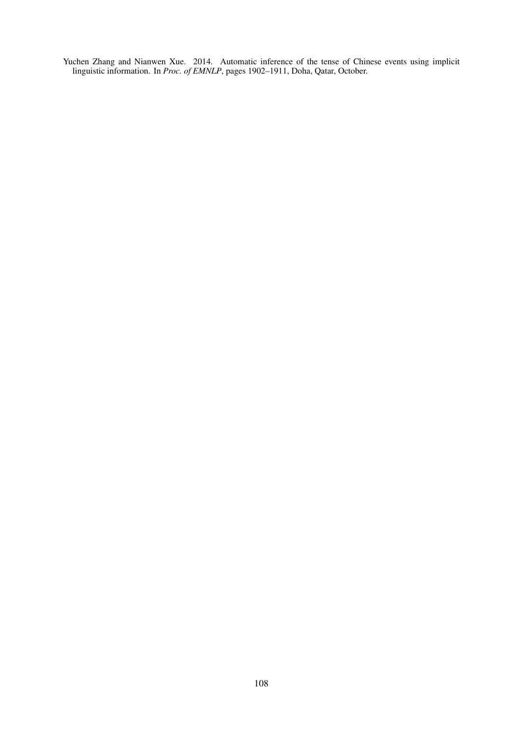Yuchen Zhang and Nianwen Xue. 2014. Automatic inference of the tense of Chinese events using implicit linguistic information. In *Proc. of EMNLP*, pages 1902–1911, Doha, Qatar, October.